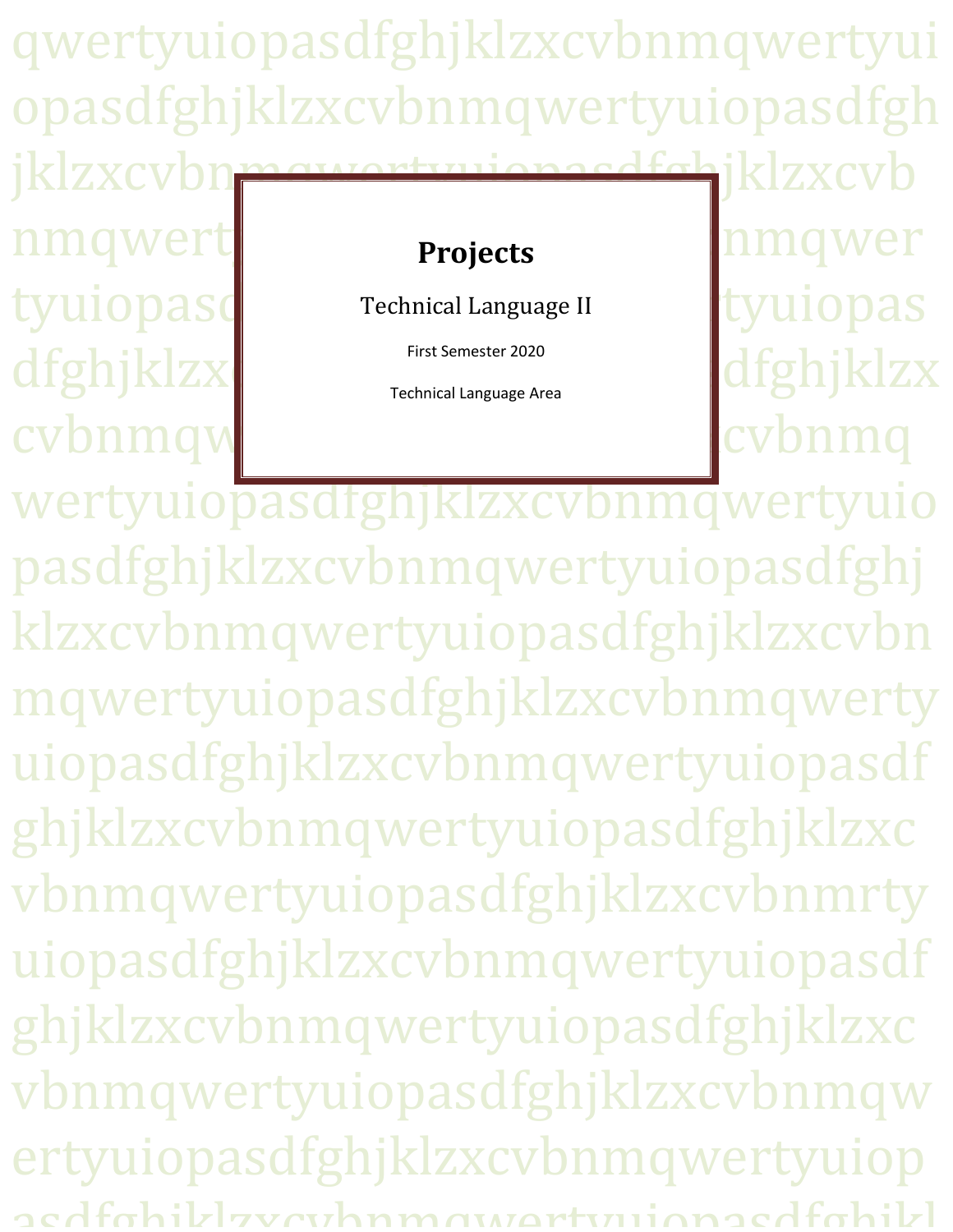# Projects

Technical Language II

First Semester 2020

Technical Language Area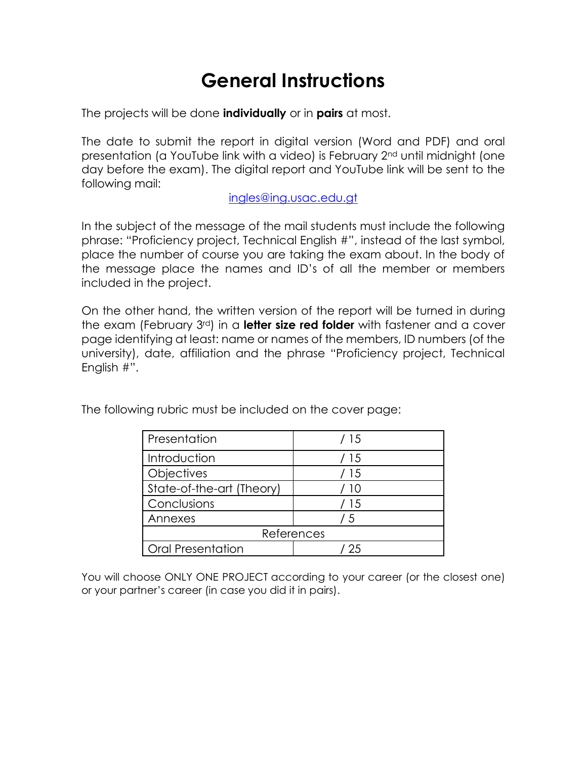# General Instructions

The projects will be done **individually** or in **pairs** at most.

The date to submit the report in digital version (Word and PDF) and oral presentation (a YouTube link with a video) is February 2nd until midnight (one day before the exam). The digital report and YouTube link will be sent to the following mail:

ingles@ing.usac.edu.gt

In the subject of the message of the mail students must include the following phrase: "Proficiency project, Technical English #", instead of the last symbol, place the number of course you are taking the exam about. In the body of the message place the names and ID's of all the member or members included in the project.

On the other hand, the written version of the report will be turned in during the exam (February 3rd) in a **letter size red folder** with fastener and a cover page identifying at least: name or names of the members, ID numbers (of the university), date, affiliation and the phrase "Proficiency project, Technical English #".

The following rubric must be included on the cover page:

| Presentation | / 15 |
| --- | --- |
| Introduction | / 15 |
| Objectives | / 15 |
| State-of-the-art (Theory) | / 10 |
| Conclusions | / 15 |
| Annexes | / 5 |
| References | |
| Oral Presentation | / 25 |

You will choose ONLY ONE PROJECT according to your career (or the closest one) or your partner's career (in case you did it in pairs).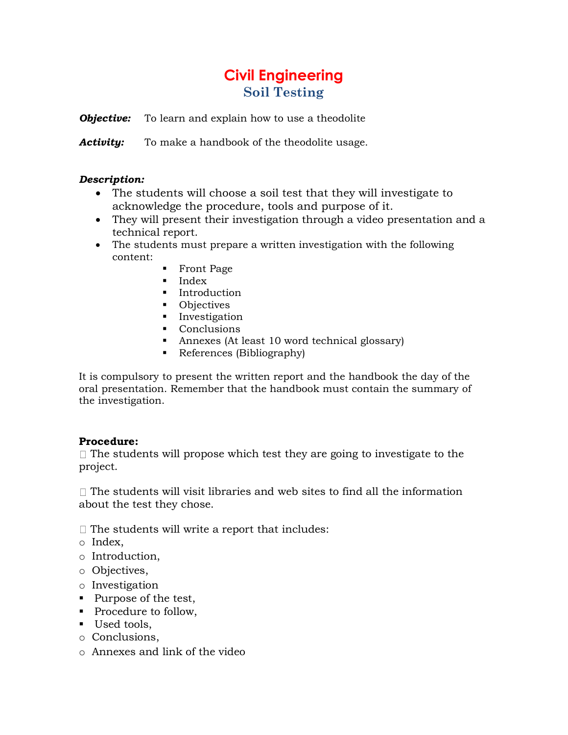# Civil Engineering

## Soil Testing

***Objective:*** To learn and explain how to use a theodolite

***Activity:*** To make a handbook of the theodolite usage.

***Description:***

- The students will choose a soil test that they will investigate to acknowledge the procedure, tools and purpose of it.
- They will present their investigation through a video presentation and a technical report.
- The students must prepare a written investigation with the following content:
    - Front Page
    - Index
    - Introduction
    - Objectives
    - Investigation
    - Conclusions
    - Annexes (At least 10 word technical glossary)
    - References (Bibliography)

It is compulsory to present the written report and the handbook the day of the oral presentation. Remember that the handbook must contain the summary of the investigation.

**Procedure:**

 The students will propose which test they are going to investigate to the project.

 The students will visit libraries and web sites to find all the information about the test they chose.

 The students will write a report that includes:

- Index,
- Introduction,
- Objectives,
- Investigation
    - Purpose of the test,
    - Procedure to follow,
    - Used tools,
- Conclusions,
- Annexes and link of the video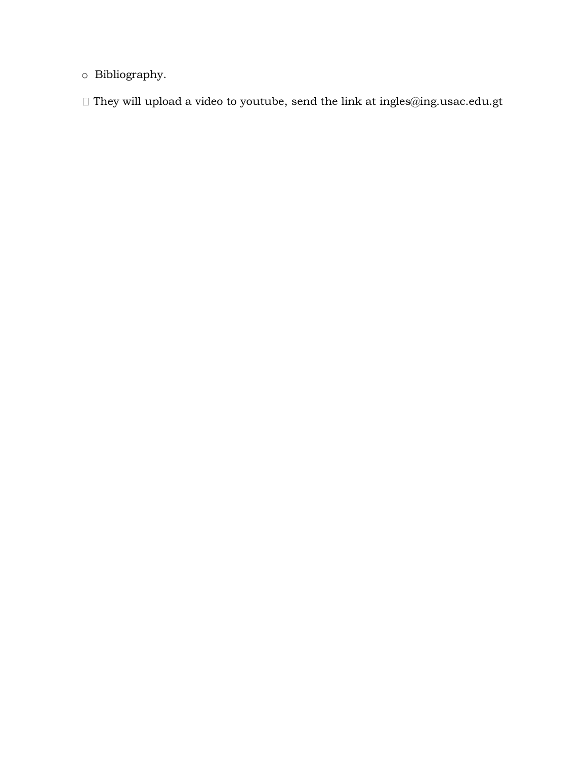- Bibliography.

- They will upload a video to youtube, send the link at ingles@ing.usac.edu.gt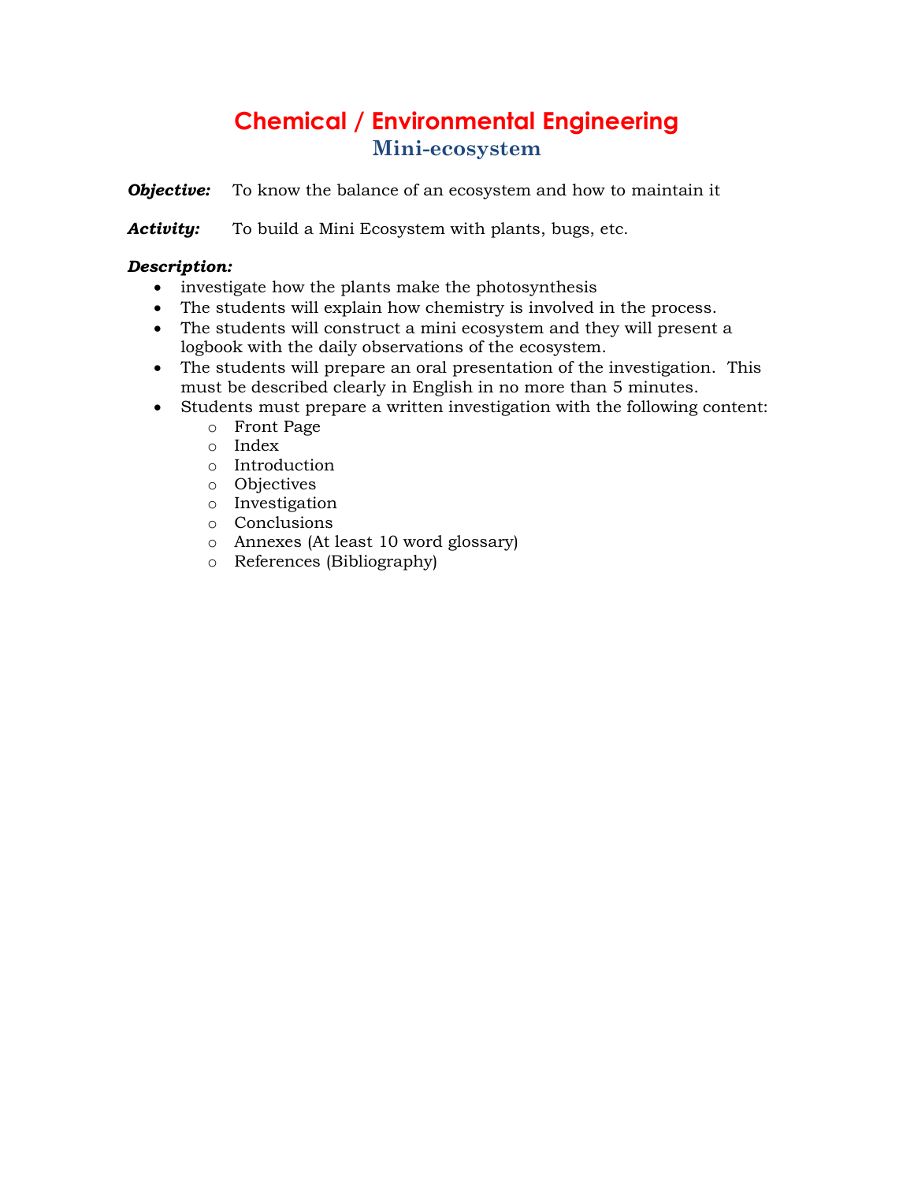# Chemical / Environmental Engineering

## Mini-ecosystem

***Objective:*** To know the balance of an ecosystem and how to maintain it

***Activity:*** To build a Mini Ecosystem with plants, bugs, etc.

***Description:***

- investigate how the plants make the photosynthesis
- The students will explain how chemistry is involved in the process.
- The students will construct a mini ecosystem and they will present a logbook with the daily observations of the ecosystem.
- The students will prepare an oral presentation of the investigation. This must be described clearly in English in no more than 5 minutes.
- Students must prepare a written investigation with the following content:
  - Front Page
  - Index
  - Introduction
  - Objectives
  - Investigation
  - Conclusions
  - Annexes (At least 10 word glossary)
  - References (Bibliography)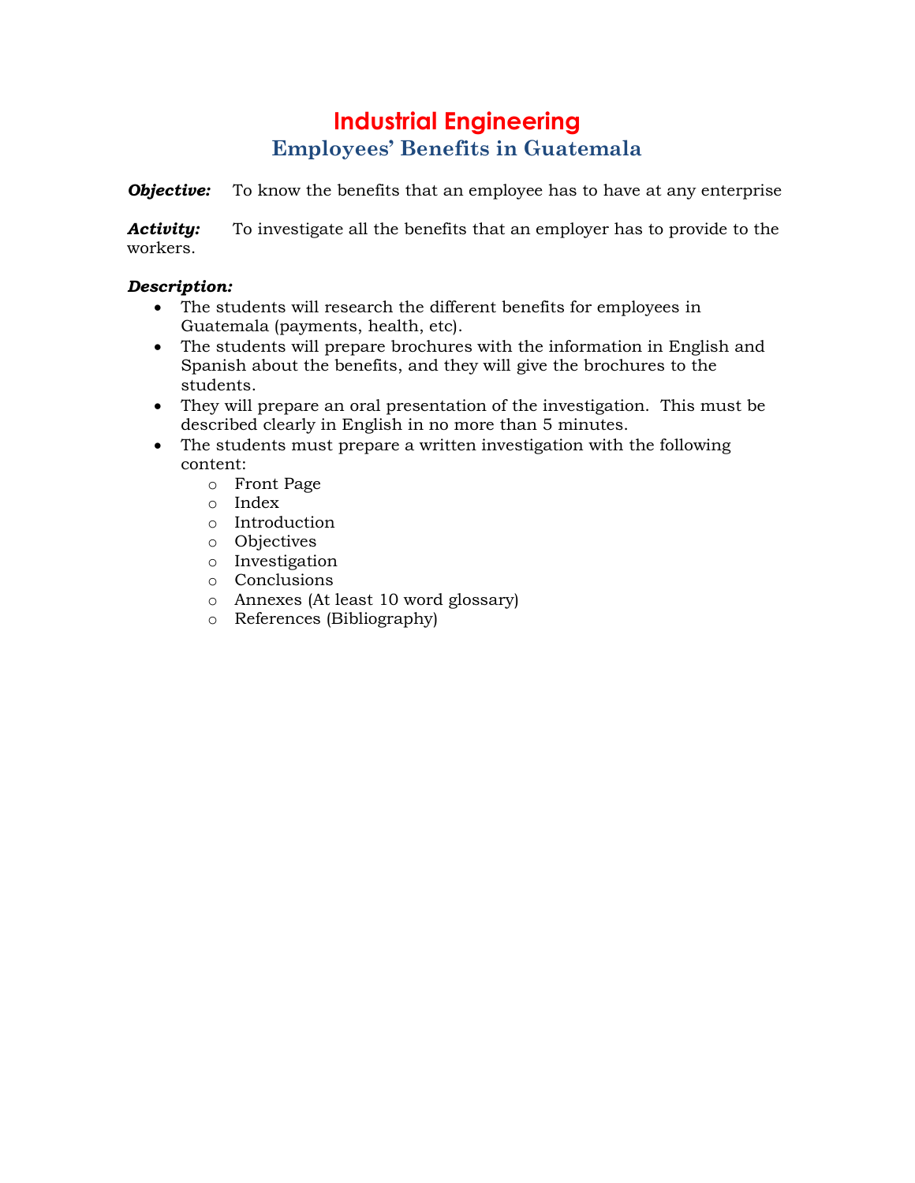# Industrial Engineering

## Employees' Benefits in Guatemala

***Objective:*** To know the benefits that an employee has to have at any enterprise

***Activity:*** To investigate all the benefits that an employer has to provide to the workers.

***Description:***

- The students will research the different benefits for employees in Guatemala (payments, health, etc).
- The students will prepare brochures with the information in English and Spanish about the benefits, and they will give the brochures to the students.
- They will prepare an oral presentation of the investigation. This must be described clearly in English in no more than 5 minutes.
- The students must prepare a written investigation with the following content:
  - Front Page
  - Index
  - Introduction
  - Objectives
  - Investigation
  - Conclusions
  - Annexes (At least 10 word glossary)
  - References (Bibliography)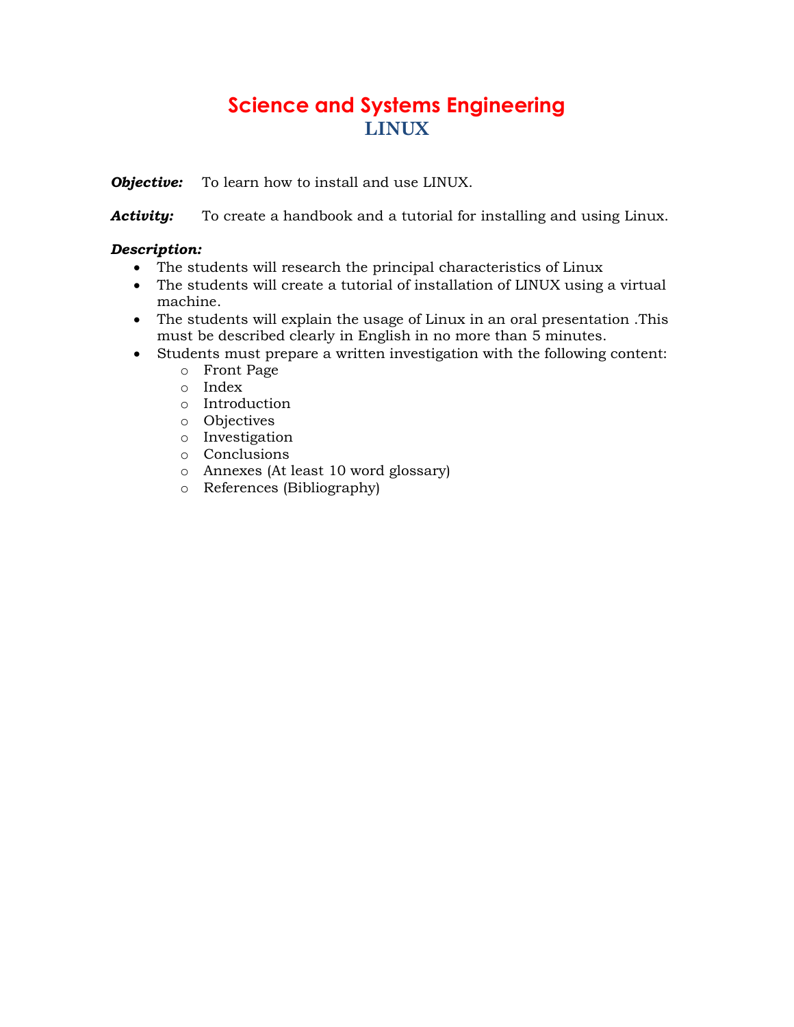# Science and Systems Engineering

## LINUX

***Objective:*** To learn how to install and use LINUX.

***Activity:*** To create a handbook and a tutorial for installing and using Linux.

***Description:***

- The students will research the principal characteristics of Linux
- The students will create a tutorial of installation of LINUX using a virtual machine.
- The students will explain the usage of Linux in an oral presentation .This must be described clearly in English in no more than 5 minutes.
- Students must prepare a written investigation with the following content:
  - Front Page
  - Index
  - Introduction
  - Objectives
  - Investigation
  - Conclusions
  - Annexes (At least 10 word glossary)
  - References (Bibliography)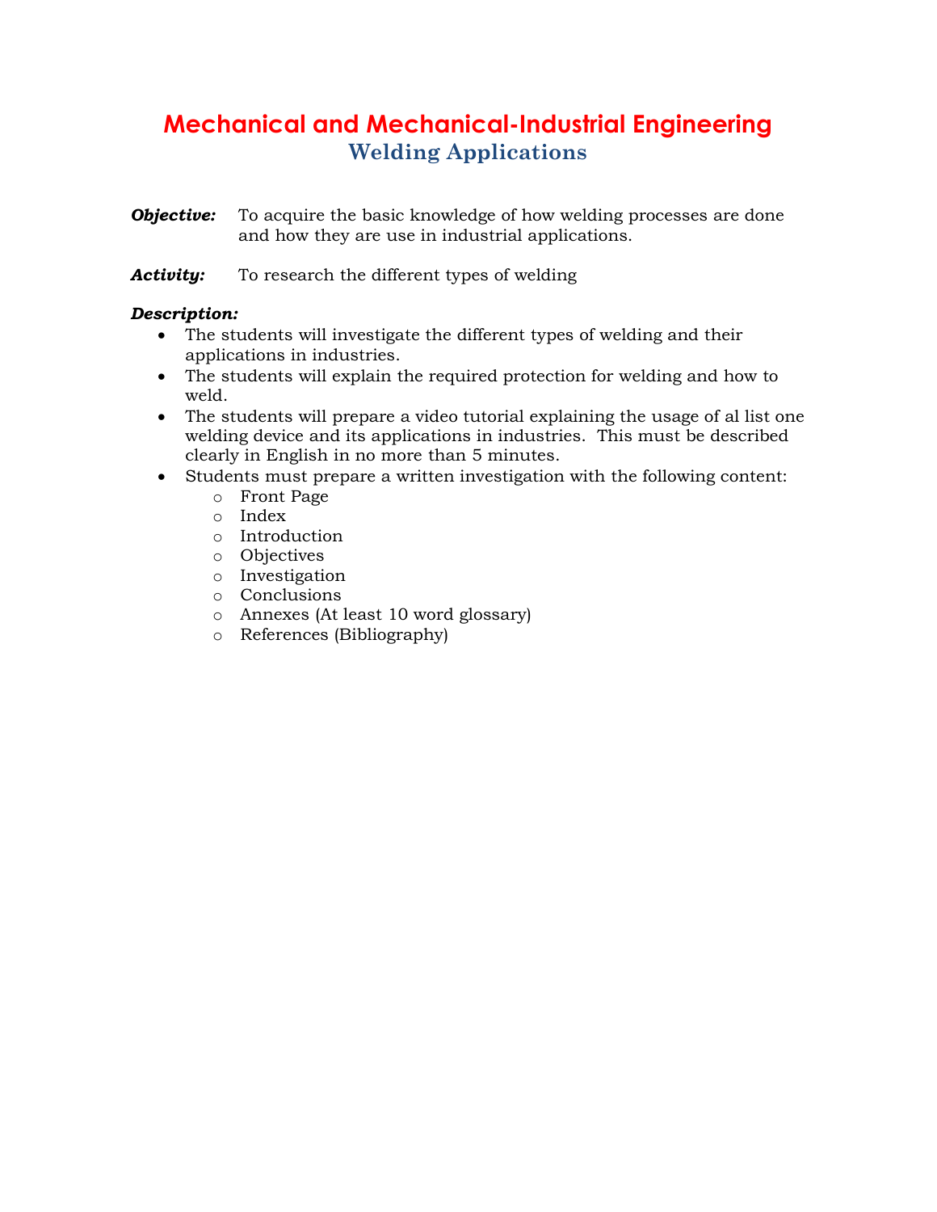# Mechanical and Mechanical-Industrial Engineering

## Welding Applications

***Objective:*** To acquire the basic knowledge of how welding processes are done and how they are use in industrial applications.

***Activity:*** To research the different types of welding

***Description:***

- The students will investigate the different types of welding and their applications in industries.
- The students will explain the required protection for welding and how to weld.
- The students will prepare a video tutorial explaining the usage of al list one welding device and its applications in industries. This must be described clearly in English in no more than 5 minutes.
- Students must prepare a written investigation with the following content:
  - Front Page
  - Index
  - Introduction
  - Objectives
  - Investigation
  - Conclusions
  - Annexes (At least 10 word glossary)
  - References (Bibliography)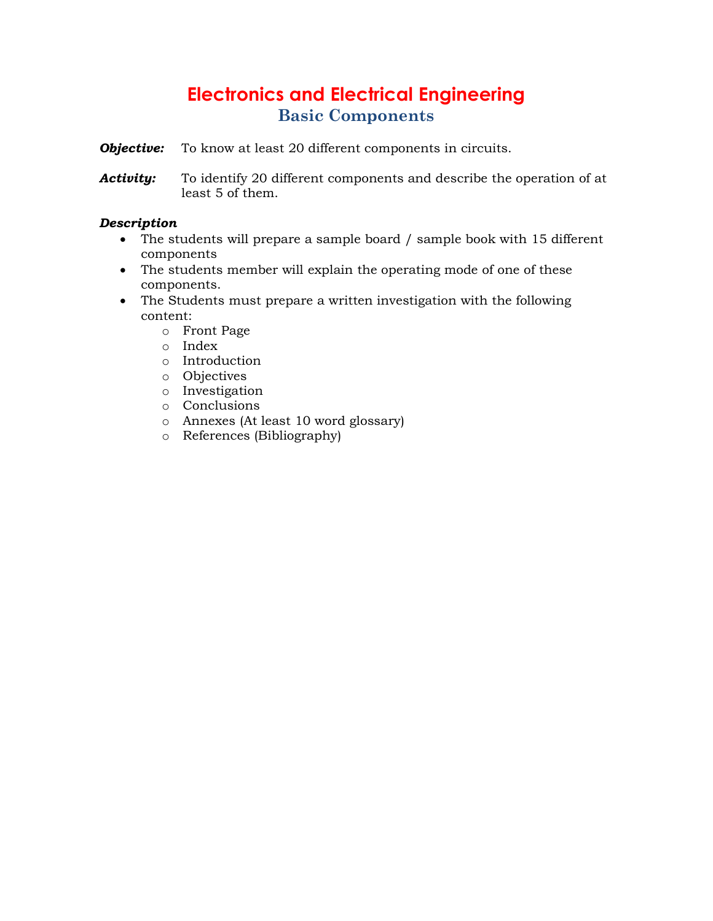# Electronics and Electrical Engineering

## Basic Components

***Objective:*** To know at least 20 different components in circuits.

***Activity:*** To identify 20 different components and describe the operation of at least 5 of them.

***Description***

- The students will prepare a sample board / sample book with 15 different components
- The students member will explain the operating mode of one of these components.
- The Students must prepare a written investigation with the following content:
    - Front Page
    - Index
    - Introduction
    - Objectives
    - Investigation
    - Conclusions
    - Annexes (At least 10 word glossary)
    - References (Bibliography)